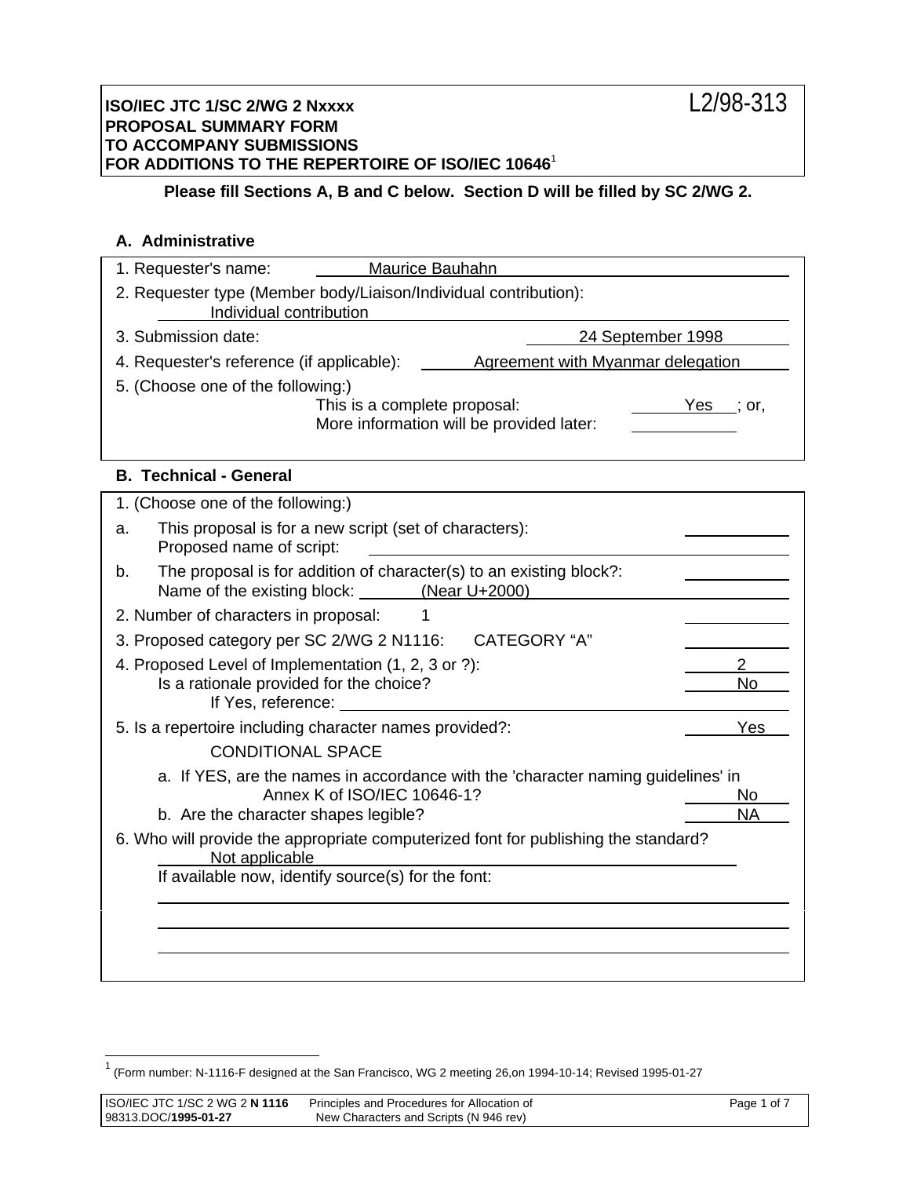**ISO/IEC JTC 1/SC 2/WG 2 Nxxxx** L2/98-313
**PROPOSAL SUMMARY FORM**
**TO ACCOMPANY SUBMISSIONS**
**FOR ADDITIONS TO THE REPERTOIRE OF ISO/IEC 10646**[1]

**Please fill Sections A, B and C below. Section D will be filled by SC 2/WG 2.**

## A. Administrative

1. Requester's name: Maurice Bauhahn
2. Requester type (Member body/Liaison/Individual contribution): Individual contribution
3. Submission date: 24 September 1998
4. Requester's reference (if applicable): Agreement with Myanmar delegation
5. (Choose one of the following:)
   This is a complete proposal: Yes ; or,
   More information will be provided later: ______

## B. Technical - General

1. (Choose one of the following:)
   a. This proposal is for a new script (set of characters): ______
      Proposed name of script: ______
   b. The proposal is for addition of character(s) to an existing block?: ______
      Name of the existing block: (Near U+2000)
2. Number of characters in proposal: 1
3. Proposed category per SC 2/WG 2 N1116: CATEGORY "A"
4. Proposed Level of Implementation (1, 2, 3 or ?): 2
   Is a rationale provided for the choice? No
   If Yes, reference: ______
5. Is a repertoire including character names provided?: Yes
   CONDITIONAL SPACE
   a. If YES, are the names in accordance with the 'character naming guidelines' in Annex K of ISO/IEC 10646-1? No
   b. Are the character shapes legible? NA
6. Who will provide the appropriate computerized font for publishing the standard?
   Not applicable
   If available now, identify source(s) for the font:

[1] (Form number: N-1116-F designed at the San Francisco, WG 2 meeting 26,on 1994-10-14; Revised 1995-01-27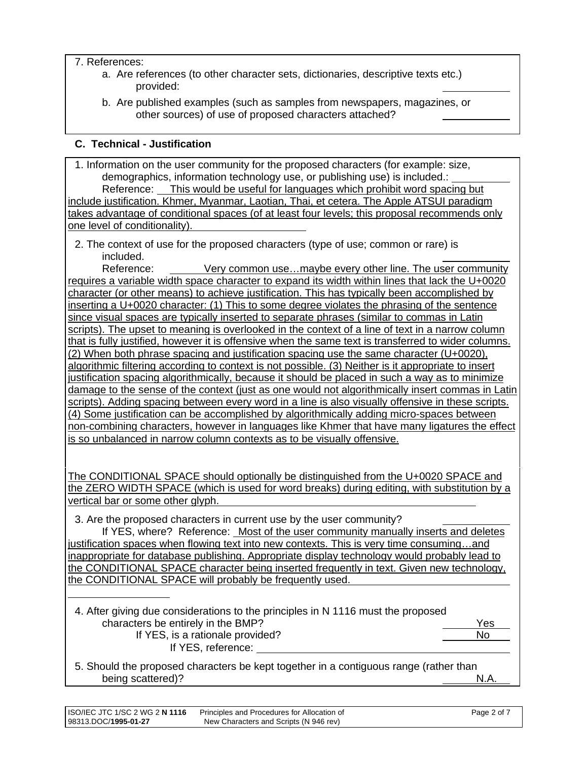7. References:
   a. Are references (to other character sets, dictionaries, descriptive texts etc.) provided: ____________
   b. Are published examples (such as samples from newspapers, magazines, or other sources) of use of proposed characters attached? ____________

## C. Technical - Justification

1. Information on the user community for the proposed characters (for example: size, demographics, information technology use, or publishing use) is included.: ____________
   Reference: This would be useful for languages which prohibit word spacing but include justification. Khmer, Myanmar, Laotian, Thai, et cetera. The Apple ATSUI paradigm takes advantage of conditional spaces (of at least four levels; this proposal recommends only one level of conditionality).

2. The context of use for the proposed characters (type of use; common or rare) is included. ____________
   Reference: Very common use…maybe every other line. The user community requires a variable width space character to expand its width within lines that lack the U+0020 character (or other means) to achieve justification. This has typically been accomplished by inserting a U+0020 character: (1) This to some degree violates the phrasing of the sentence since visual spaces are typically inserted to separate phrases (similar to commas in Latin scripts). The upset to meaning is overlooked in the context of a line of text in a narrow column that is fully justified, however it is offensive when the same text is transferred to wider columns. (2) When both phrase spacing and justification spacing use the same character (U+0020), algorithmic filtering according to context is not possible. (3) Neither is it appropriate to insert justification spacing algorithmically, because it should be placed in such a way as to minimize damage to the sense of the context (just as one would not algorithmically insert commas in Latin scripts). Adding spacing between every word in a line is also visually offensive in these scripts. (4) Some justification can be accomplished by algorithmically adding micro-spaces between non-combining characters, however in languages like Khmer that have many ligatures the effect is so unbalanced in narrow column contexts as to be visually offensive.

   The CONDITIONAL SPACE should optionally be distinguished from the U+0020 SPACE and the ZERO WIDTH SPACE (which is used for word breaks) during editing, with substitution by a vertical bar or some other glyph.

3. Are the proposed characters in current use by the user community? ____________
   If YES, where? Reference: Most of the user community manually inserts and deletes justification spaces when flowing text into new contexts. This is very time consuming…and inappropriate for database publishing. Appropriate display technology would probably lead to the CONDITIONAL SPACE character being inserted frequently in text. Given new technology, the CONDITIONAL SPACE will probably be frequently used.

4. After giving due considerations to the principles in N 1116 must the proposed characters be entirely in the BMP? Yes
   If YES, is a rationale provided? No
   If YES, reference: ____________

5. Should the proposed characters be kept together in a contiguous range (rather than being scattered)? N.A.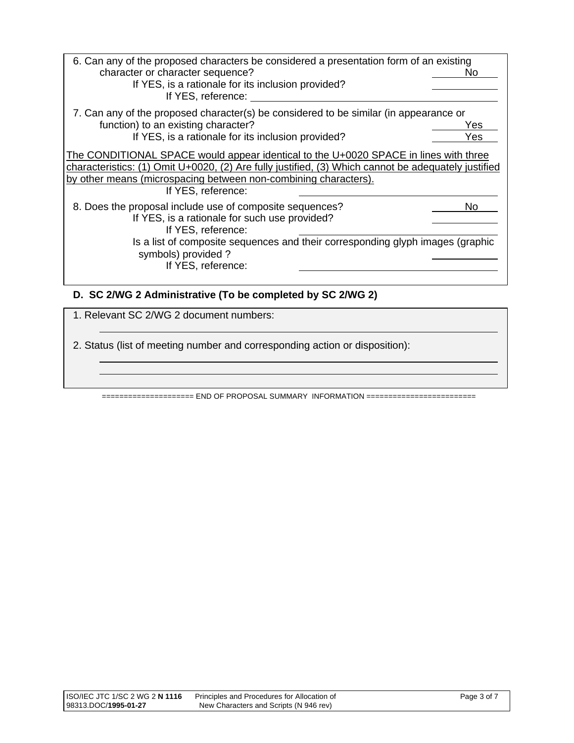6. Can any of the proposed characters be considered a presentation form of an existing character or character sequence? No

   If YES, is a rationale for its inclusion provided?

   If YES, reference:

7. Can any of the proposed character(s) be considered to be similar (in appearance or function) to an existing character? Yes

   If YES, is a rationale for its inclusion provided? Yes

The CONDITIONAL SPACE would appear identical to the U+0020 SPACE in lines with three characteristics: (1) Omit U+0020, (2) Are fully justified, (3) Which cannot be adequately justified by other means (microspacing between non-combining characters).

   If YES, reference:

8. Does the proposal include use of composite sequences? No

   If YES, is a rationale for such use provided?

   If YES, reference:

   Is a list of composite sequences and their corresponding glyph images (graphic symbols) provided ?

   If YES, reference:

## D. SC 2/WG 2 Administrative (To be completed by SC 2/WG 2)

1. Relevant SC 2/WG 2 document numbers:

2. Status (list of meeting number and corresponding action or disposition):

==================== END OF PROPOSAL SUMMARY INFORMATION ========================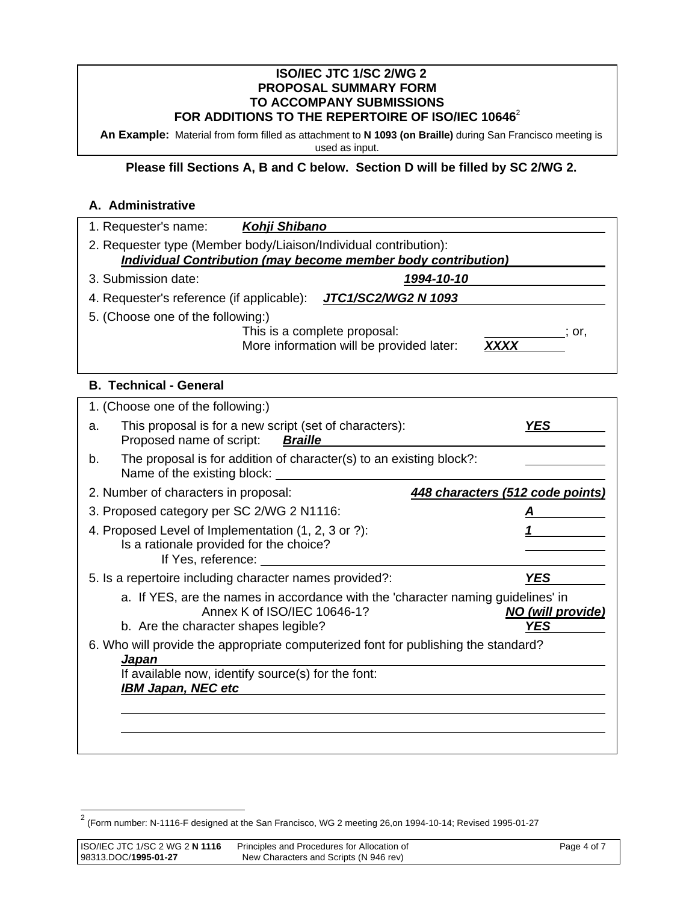**ISO/IEC JTC 1/SC 2/WG 2**
**PROPOSAL SUMMARY FORM**
**TO ACCOMPANY SUBMISSIONS**
**FOR ADDITIONS TO THE REPERTOIRE OF ISO/IEC 10646**[2]

**An Example:** Material from form filled as attachment to **N 1093 (on Braille)** during San Francisco meeting is used as input.

**Please fill Sections A, B and C below. Section D will be filled by SC 2/WG 2.**

## A. Administrative

1. Requester's name: ***Kohji Shibano***
2. Requester type (Member body/Liaison/Individual contribution):
   ***Individual Contribution (may become member body contribution)***
3. Submission date: ***1994-10-10***
4. Requester's reference (if applicable): ***JTC1/SC2/WG2 N 1093***
5. (Choose one of the following:)
   This is a complete proposal: ______; or,
   More information will be provided later: ***XXXX***

## B. Technical - General

1. (Choose one of the following:)
   a. This proposal is for a new script (set of characters): ***YES***
      Proposed name of script: ***Braille***
   b. The proposal is for addition of character(s) to an existing block?: ______
      Name of the existing block: ______
2. Number of characters in proposal: ***448 characters (512 code points)***
3. Proposed category per SC 2/WG 2 N1116: ***A***
4. Proposed Level of Implementation (1, 2, 3 or ?): ***1***
   Is a rationale provided for the choice? ______
   If Yes, reference: ______
5. Is a repertoire including character names provided?: ***YES***
   a. If YES, are the names in accordance with the 'character naming guidelines' in Annex K of ISO/IEC 10646-1? ***NO (will provide)***
   b. Are the character shapes legible? ***YES***
6. Who will provide the appropriate computerized font for publishing the standard?
   ***Japan***
   If available now, identify source(s) for the font:
   ***IBM Japan, NEC etc***

[2] (Form number: N-1116-F designed at the San Francisco, WG 2 meeting 26,on 1994-10-14; Revised 1995-01-27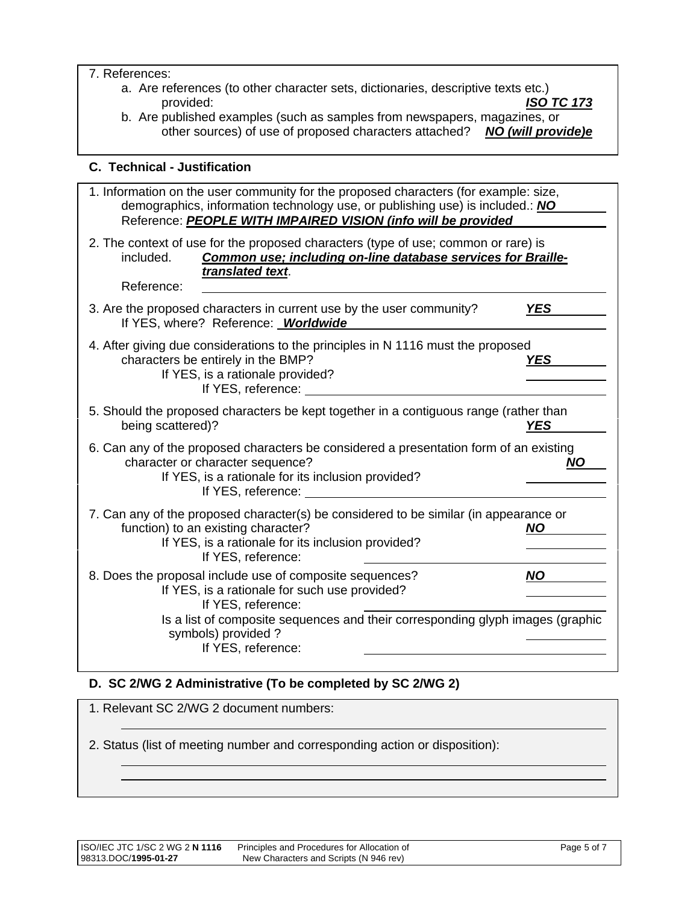7. References:

a. Are references (to other character sets, dictionaries, descriptive texts etc.) provided: ***ISO TC 173***

b. Are published examples (such as samples from newspapers, magazines, or other sources) of use of proposed characters attached? ***NO (will provide)e***

## C. Technical - Justification

1. Information on the user community for the proposed characters (for example: size, demographics, information technology use, or publishing use) is included.: ***NO***
   Reference: ***PEOPLE WITH IMPAIRED VISION (info will be provided***

2. The context of use for the proposed characters (type of use; common or rare) is included. ***Common use; including on-line database services for Braille-translated text***.
   Reference:

3. Are the proposed characters in current use by the user community? ***YES***
   If YES, where? Reference: ***Worldwide***

4. After giving due considerations to the principles in N 1116 must the proposed characters be entirely in the BMP? ***YES***
   If YES, is a rationale provided?
   If YES, reference:

5. Should the proposed characters be kept together in a contiguous range (rather than being scattered)? ***YES***

6. Can any of the proposed characters be considered a presentation form of an existing character or character sequence? ***NO***
   If YES, is a rationale for its inclusion provided?
   If YES, reference:

7. Can any of the proposed character(s) be considered to be similar (in appearance or function) to an existing character? ***NO***
   If YES, is a rationale for its inclusion provided?
   If YES, reference:

8. Does the proposal include use of composite sequences? ***NO***
   If YES, is a rationale for such use provided?
   If YES, reference:
   Is a list of composite sequences and their corresponding glyph images (graphic symbols) provided ?
   If YES, reference:

## D. SC 2/WG 2 Administrative (To be completed by SC 2/WG 2)

1. Relevant SC 2/WG 2 document numbers:

2. Status (list of meeting number and corresponding action or disposition):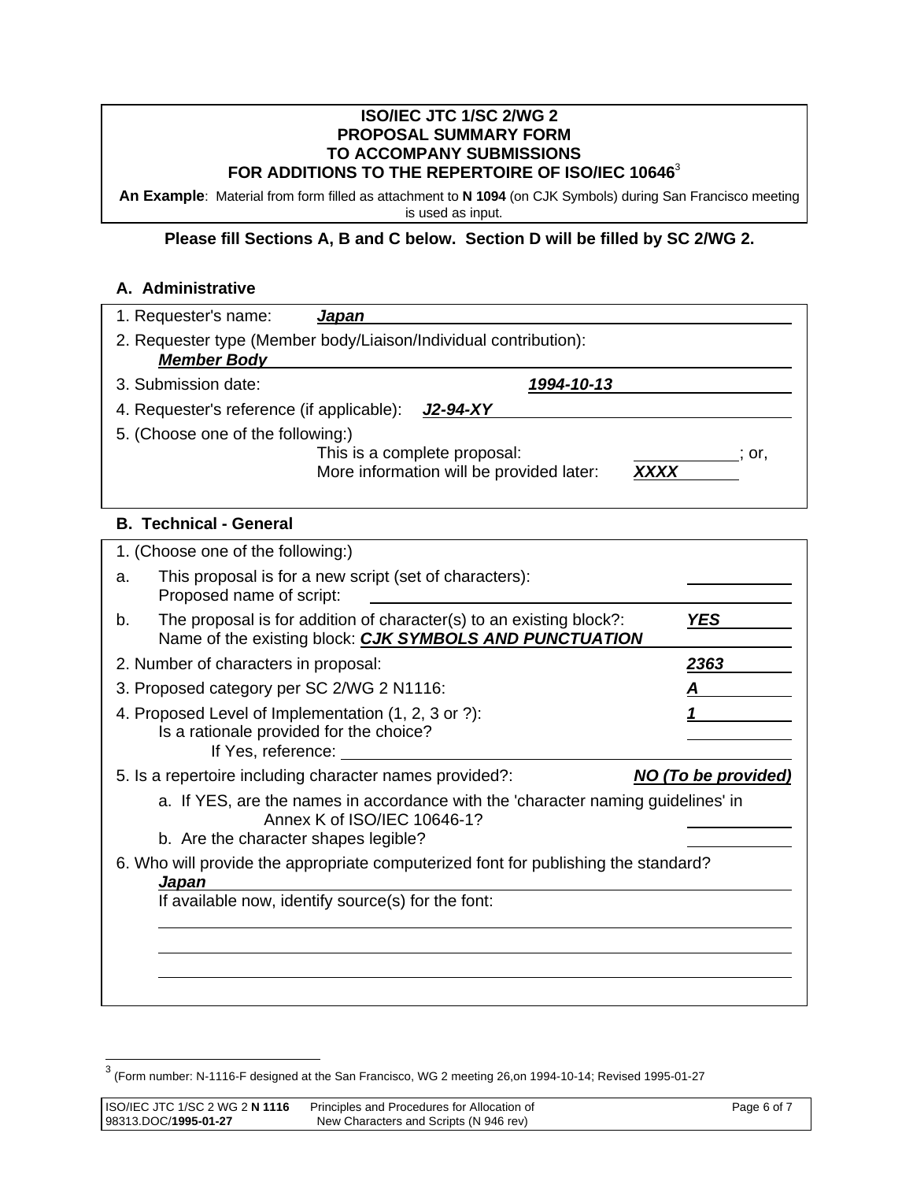**ISO/IEC JTC 1/SC 2/WG 2**
**PROPOSAL SUMMARY FORM**
**TO ACCOMPANY SUBMISSIONS**
**FOR ADDITIONS TO THE REPERTOIRE OF ISO/IEC 10646**[3]

**An Example**: Material from form filled as attachment to **N 1094** (on CJK Symbols) during San Francisco meeting is used as input.

**Please fill Sections A, B and C below. Section D will be filled by SC 2/WG 2.**

## A. Administrative

1. Requester's name: ***Japan***
2. Requester type (Member body/Liaison/Individual contribution): ***Member Body***
3. Submission date: ***1994-10-13***
4. Requester's reference (if applicable): ***J2-94-XY***
5. (Choose one of the following:)
   This is a complete proposal: ________; or,
   More information will be provided later: ***XXXX***

## B. Technical - General

1. (Choose one of the following:)
   a. This proposal is for a new script (set of characters): ________
      Proposed name of script: ________
   b. The proposal is for addition of character(s) to an existing block?: ***YES***
      Name of the existing block: ***CJK SYMBOLS AND PUNCTUATION***
2. Number of characters in proposal: ***2363***
3. Proposed category per SC 2/WG 2 N1116: ***A***
4. Proposed Level of Implementation (1, 2, 3 or ?): ***1***
   Is a rationale provided for the choice? ________
   If Yes, reference: ________
5. Is a repertoire including character names provided?: ***NO (To be provided)***
   a. If YES, are the names in accordance with the 'character naming guidelines' in Annex K of ISO/IEC 10646-1? ________
   b. Are the character shapes legible? ________
6. Who will provide the appropriate computerized font for publishing the standard? ***Japan***
   If available now, identify source(s) for the font:

[3] (Form number: N-1116-F designed at the San Francisco, WG 2 meeting 26,on 1994-10-14; Revised 1995-01-27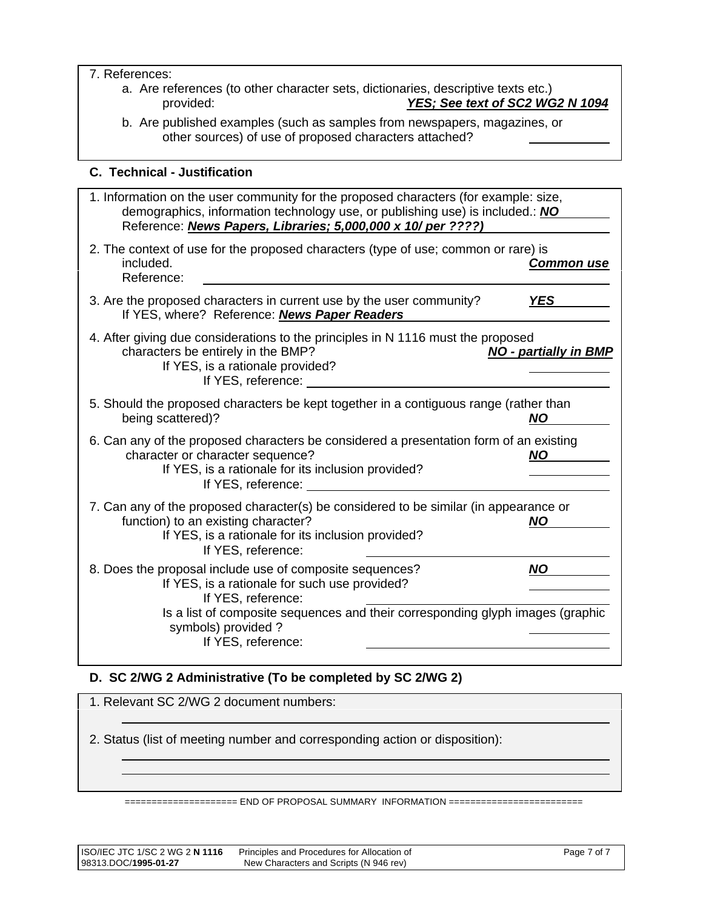7. References:
   a. Are references (to other character sets, dictionaries, descriptive texts etc.) provided: ***YES; See text of SC2 WG2 N 1094***
   b. Are published examples (such as samples from newspapers, magazines, or other sources) of use of proposed characters attached? ________

## C. Technical - Justification

1. Information on the user community for the proposed characters (for example: size, demographics, information technology use, or publishing use) is included.: ***NO***
   Reference: ***News Papers, Libraries; 5,000,000 x 10/ per ????)***

2. The context of use for the proposed characters (type of use; common or rare) is included. ***Common use***
   Reference: ________

3. Are the proposed characters in current use by the user community? ***YES***
   If YES, where? Reference: ***News Paper Readers***

4. After giving due considerations to the principles in N 1116 must the proposed characters be entirely in the BMP? ***NO - partially in BMP***
   If YES, is a rationale provided? ________
   If YES, reference: ________

5. Should the proposed characters be kept together in a contiguous range (rather than being scattered)? ***NO***

6. Can any of the proposed characters be considered a presentation form of an existing character or character sequence? ***NO***
   If YES, is a rationale for its inclusion provided? ________
   If YES, reference: ________

7. Can any of the proposed character(s) be considered to be similar (in appearance or function) to an existing character? ***NO***
   If YES, is a rationale for its inclusion provided? ________
   If YES, reference: ________

8. Does the proposal include use of composite sequences? ***NO***
   If YES, is a rationale for such use provided? ________
   If YES, reference: ________
   Is a list of composite sequences and their corresponding glyph images (graphic symbols) provided ? ________
   If YES, reference: ________

## D. SC 2/WG 2 Administrative (To be completed by SC 2/WG 2)

1. Relevant SC 2/WG 2 document numbers:
   ________

2. Status (list of meeting number and corresponding action or disposition):
   ________

==================== END OF PROPOSAL SUMMARY INFORMATION ========================

ISO/IEC JTC 1/SC 2 WG 2 **N 1116** Principles and Procedures for Allocation of New Characters and Scripts (N 946 rev)
98313.DOC/**1995-01-27**